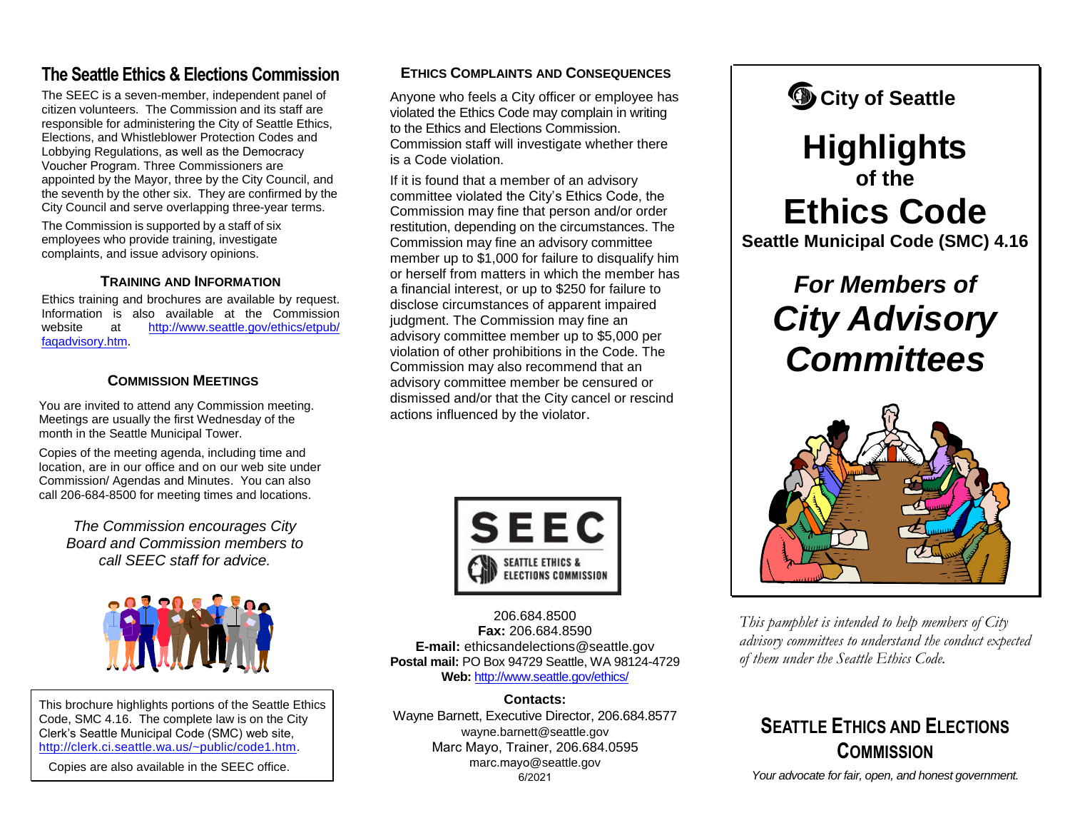## The Seattle Ethics & Elections Commission

The SEEC is a seven-member, independent panel of citizen volunteers. The Commission and its staff are responsible for administering the City of Seattle Ethics, Elections, and Whistleblower Protection Codes and Lobbying Regulations, as well as the Democracy Voucher Program. Three Commissioners are appointed by the Mayor, three by the City Council, and the seventh by the other six. They are confirmed by the City Council and serve overlapping three-year terms.

The Commission is supported by a staff of six employees who provide training, investigate complaints, and issue advisory opinions.

### Training and Information

Ethics training and brochures are available by request. Information is also available at the Commission website at http://www.seattle.gov/ethics/etpub/faqadvisory.htm.

### Commission Meetings

You are invited to attend any Commission meeting. Meetings are usually the first Wednesday of the month in the Seattle Municipal Tower.

Copies of the meeting agenda, including time and location, are in our office and on our web site under Commission/ Agendas and Minutes. You can also call 206-684-8500 for meeting times and locations.

*The Commission encourages City Board and Commission members to call SEEC staff for advice.*

This brochure highlights portions of the Seattle Ethics Code, SMC 4.16. The complete law is on the City Clerk's Seattle Municipal Code (SMC) web site, http://clerk.ci.seattle.wa.us/~public/code1.htm.

Copies are also available in the SEEC office.

### Ethics Complaints and Consequences

Anyone who feels a City officer or employee has violated the Ethics Code may complain in writing to the Ethics and Elections Commission. Commission staff will investigate whether there is a Code violation.

If it is found that a member of an advisory committee violated the City's Ethics Code, the Commission may fine that person and/or order restitution, depending on the circumstances. The Commission may fine an advisory committee member up to $1,000 for failure to disqualify him or herself from matters in which the member has a financial interest, or up to $250 for failure to disclose circumstances of apparent impaired judgment. The Commission may fine an advisory committee member up to $5,000 per violation of other prohibitions in the Code. The Commission may also recommend that an advisory committee member be censured or dismissed and/or that the City cancel or rescind actions influenced by the violator.

SEEC
SEATTLE ETHICS & ELECTIONS COMMISSION

206.684.8500
**Fax:** 206.684.8590
**E-mail:** ethicsandelections@seattle.gov
**Postal mail:** PO Box 94729 Seattle, WA 98124-4729
**Web:** http://www.seattle.gov/ethics/

**Contacts:**
Wayne Barnett, Executive Director, 206.684.8577
wayne.barnett@seattle.gov
Marc Mayo, Trainer, 206.684.0595
marc.mayo@seattle.gov
6/2021

**City of Seattle**

# Highlights of the Ethics Code

**Seattle Municipal Code (SMC) 4.16**

## *For Members of City Advisory Committees*

*This pamphlet is intended to help members of City advisory committees to understand the conduct expected of them under the Seattle Ethics Code.*

### Seattle Ethics and Elections Commission

*Your advocate for fair, open, and honest government.*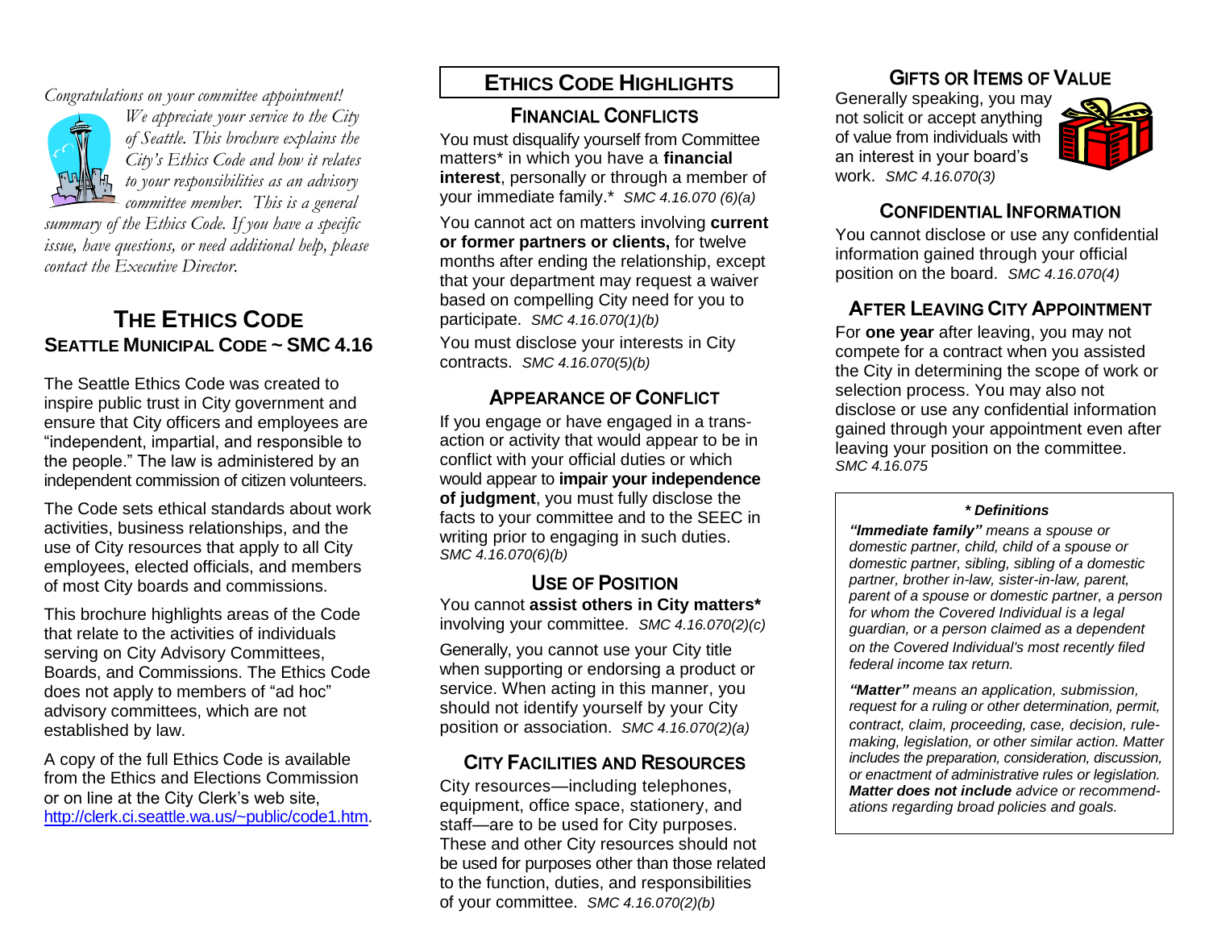*Congratulations on your committee appointment! We appreciate your service to the City of Seattle. This brochure explains the City's Ethics Code and how it relates to your responsibilities as an advisory committee member. This is a general summary of the Ethics Code. If you have a specific issue, have questions, or need additional help, please contact the Executive Director.*

## THE ETHICS CODE

### SEATTLE MUNICIPAL CODE ~ SMC 4.16

The Seattle Ethics Code was created to inspire public trust in City government and ensure that City officers and employees are "independent, impartial, and responsible to the people." The law is administered by an independent commission of citizen volunteers.

The Code sets ethical standards about work activities, business relationships, and the use of City resources that apply to all City employees, elected officials, and members of most City boards and commissions.

This brochure highlights areas of the Code that relate to the activities of individuals serving on City Advisory Committees, Boards, and Commissions. The Ethics Code does not apply to members of "ad hoc" advisory committees, which are not established by law.

A copy of the full Ethics Code is available from the Ethics and Elections Commission or on line at the City Clerk's web site, http://clerk.ci.seattle.wa.us/~public/code1.htm.

## ETHICS CODE HIGHLIGHTS

### FINANCIAL CONFLICTS

You must disqualify yourself from Committee matters* in which you have a **financial interest**, personally or through a member of your immediate family.* *SMC 4.16.070 (6)(a)*

You cannot act on matters involving **current or former partners or clients,** for twelve months after ending the relationship, except that your department may request a waiver based on compelling City need for you to participate. *SMC 4.16.070(1)(b)*

You must disclose your interests in City contracts. *SMC 4.16.070(5)(b)*

### APPEARANCE OF CONFLICT

If you engage or have engaged in a transaction or activity that would appear to be in conflict with your official duties or which would appear to **impair your independence of judgment**, you must fully disclose the facts to your committee and to the SEEC in writing prior to engaging in such duties. *SMC 4.16.070(6)(b)*

### USE OF POSITION

You cannot **assist others in City matters*** involving your committee. *SMC 4.16.070(2)(c)*

Generally, you cannot use your City title when supporting or endorsing a product or service. When acting in this manner, you should not identify yourself by your City position or association. *SMC 4.16.070(2)(a)*

### CITY FACILITIES AND RESOURCES

City resources—including telephones, equipment, office space, stationery, and staff—are to be used for City purposes. These and other City resources should not be used for purposes other than those related to the function, duties, and responsibilities of your committee. *SMC 4.16.070(2)(b)*

### GIFTS OR ITEMS OF VALUE

Generally speaking, you may not solicit or accept anything of value from individuals with an interest in your board's work. *SMC 4.16.070(3)*

### CONFIDENTIAL INFORMATION

You cannot disclose or use any confidential information gained through your official position on the board. *SMC 4.16.070(4)*

### AFTER LEAVING CITY APPOINTMENT

For **one year** after leaving, you may not compete for a contract when you assisted the City in determining the scope of work or selection process. You may also not disclose or use any confidential information gained through your appointment even after leaving your position on the committee. *SMC 4.16.075*

***\* Definitions***

***"Immediate family"*** *means a spouse or domestic partner, child, child of a spouse or domestic partner, sibling, sibling of a domestic partner, brother in-law, sister-in-law, parent, parent of a spouse or domestic partner, a person for whom the Covered Individual is a legal guardian, or a person claimed as a dependent on the Covered Individual's most recently filed federal income tax return.*

***"Matter"*** *means an application, submission, request for a ruling or other determination, permit, contract, claim, proceeding, case, decision, rule-making, legislation, or other similar action. Matter includes the preparation, consideration, discussion, or enactment of administrative rules or legislation.* ***Matter does not include*** *advice or recommendations regarding broad policies and goals.*